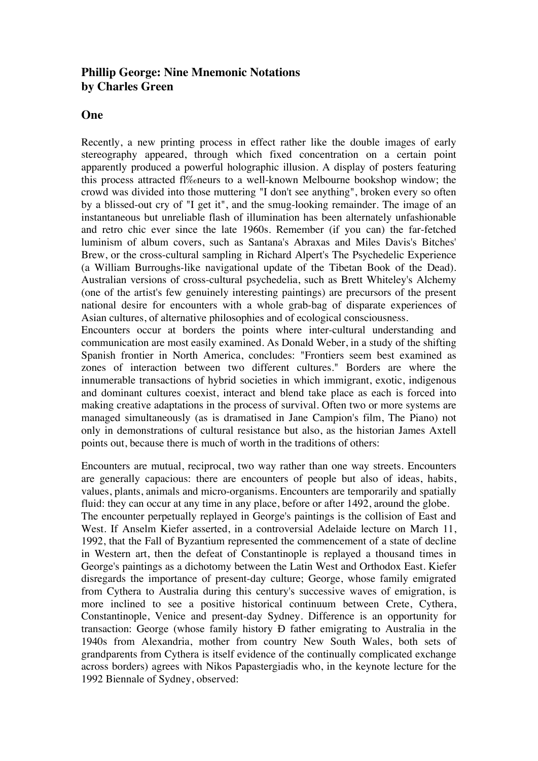**Phillip George: Nine Mnemonic Notations**
**by Charles Green**

## One

Recently, a new printing process in effect rather like the double images of early stereography appeared, through which fixed concentration on a certain point apparently produced a powerful holographic illusion. A display of posters featuring this process attracted fl‰neurs to a well-known Melbourne bookshop window; the crowd was divided into those muttering "I don't see anything", broken every so often by a blissed-out cry of "I get it", and the smug-looking remainder. The image of an instantaneous but unreliable flash of illumination has been alternately unfashionable and retro chic ever since the late 1960s. Remember (if you can) the far-fetched luminism of album covers, such as Santana's Abraxas and Miles Davis's Bitches' Brew, or the cross-cultural sampling in Richard Alpert's The Psychedelic Experience (a William Burroughs-like navigational update of the Tibetan Book of the Dead). Australian versions of cross-cultural psychedelia, such as Brett Whiteley's Alchemy (one of the artist's few genuinely interesting paintings) are precursors of the present national desire for encounters with a whole grab-bag of disparate experiences of Asian cultures, of alternative philosophies and of ecological consciousness.

Encounters occur at borders the points where inter-cultural understanding and communication are most easily examined. As Donald Weber, in a study of the shifting Spanish frontier in North America, concludes: "Frontiers seem best examined as zones of interaction between two different cultures." Borders are where the innumerable transactions of hybrid societies in which immigrant, exotic, indigenous and dominant cultures coexist, interact and blend take place as each is forced into making creative adaptations in the process of survival. Often two or more systems are managed simultaneously (as is dramatised in Jane Campion's film, The Piano) not only in demonstrations of cultural resistance but also, as the historian James Axtell points out, because there is much of worth in the traditions of others:

Encounters are mutual, reciprocal, two way rather than one way streets. Encounters are generally capacious: there are encounters of people but also of ideas, habits, values, plants, animals and micro-organisms. Encounters are temporarily and spatially fluid: they can occur at any time in any place, before or after 1492, around the globe.

The encounter perpetually replayed in George's paintings is the collision of East and West. If Anselm Kiefer asserted, in a controversial Adelaide lecture on March 11, 1992, that the Fall of Byzantium represented the commencement of a state of decline in Western art, then the defeat of Constantinople is replayed a thousand times in George's paintings as a dichotomy between the Latin West and Orthodox East. Kiefer disregards the importance of present-day culture; George, whose family emigrated from Cythera to Australia during this century's successive waves of emigration, is more inclined to see a positive historical continuum between Crete, Cythera, Constantinople, Venice and present-day Sydney. Difference is an opportunity for transaction: George (whose family history Ð father emigrating to Australia in the 1940s from Alexandria, mother from country New South Wales, both sets of grandparents from Cythera is itself evidence of the continually complicated exchange across borders) agrees with Nikos Papastergiadis who, in the keynote lecture for the 1992 Biennale of Sydney, observed: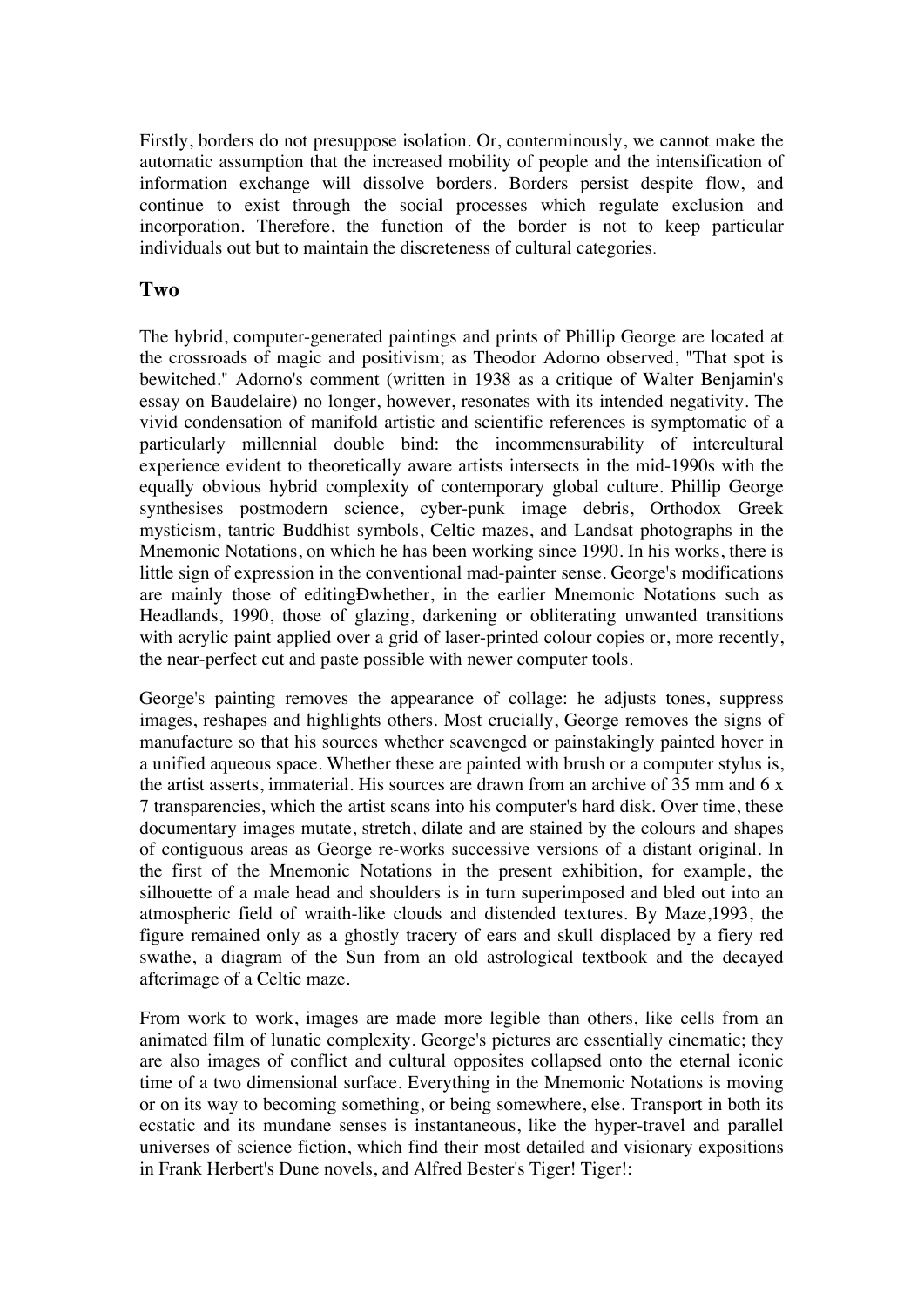Firstly, borders do not presuppose isolation. Or, conterminously, we cannot make the automatic assumption that the increased mobility of people and the intensification of information exchange will dissolve borders. Borders persist despite flow, and continue to exist through the social processes which regulate exclusion and incorporation. Therefore, the function of the border is not to keep particular individuals out but to maintain the discreteness of cultural categories.

## Two

The hybrid, computer-generated paintings and prints of Phillip George are located at the crossroads of magic and positivism; as Theodor Adorno observed, "That spot is bewitched." Adorno's comment (written in 1938 as a critique of Walter Benjamin's essay on Baudelaire) no longer, however, resonates with its intended negativity. The vivid condensation of manifold artistic and scientific references is symptomatic of a particularly millennial double bind: the incommensurability of intercultural experience evident to theoretically aware artists intersects in the mid-1990s with the equally obvious hybrid complexity of contemporary global culture. Phillip George synthesises postmodern science, cyber-punk image debris, Orthodox Greek mysticism, tantric Buddhist symbols, Celtic mazes, and Landsat photographs in the Mnemonic Notations, on which he has been working since 1990. In his works, there is little sign of expression in the conventional mad-painter sense. George's modifications are mainly those of editingÐwhether, in the earlier Mnemonic Notations such as Headlands, 1990, those of glazing, darkening or obliterating unwanted transitions with acrylic paint applied over a grid of laser-printed colour copies or, more recently, the near-perfect cut and paste possible with newer computer tools.

George's painting removes the appearance of collage: he adjusts tones, suppress images, reshapes and highlights others. Most crucially, George removes the signs of manufacture so that his sources whether scavenged or painstakingly painted hover in a unified aqueous space. Whether these are painted with brush or a computer stylus is, the artist asserts, immaterial. His sources are drawn from an archive of 35 mm and 6 x 7 transparencies, which the artist scans into his computer's hard disk. Over time, these documentary images mutate, stretch, dilate and are stained by the colours and shapes of contiguous areas as George re-works successive versions of a distant original. In the first of the Mnemonic Notations in the present exhibition, for example, the silhouette of a male head and shoulders is in turn superimposed and bled out into an atmospheric field of wraith-like clouds and distended textures. By Maze,1993, the figure remained only as a ghostly tracery of ears and skull displaced by a fiery red swathe, a diagram of the Sun from an old astrological textbook and the decayed afterimage of a Celtic maze.

From work to work, images are made more legible than others, like cells from an animated film of lunatic complexity. George's pictures are essentially cinematic; they are also images of conflict and cultural opposites collapsed onto the eternal iconic time of a two dimensional surface. Everything in the Mnemonic Notations is moving or on its way to becoming something, or being somewhere, else. Transport in both its ecstatic and its mundane senses is instantaneous, like the hyper-travel and parallel universes of science fiction, which find their most detailed and visionary expositions in Frank Herbert's Dune novels, and Alfred Bester's Tiger! Tiger!: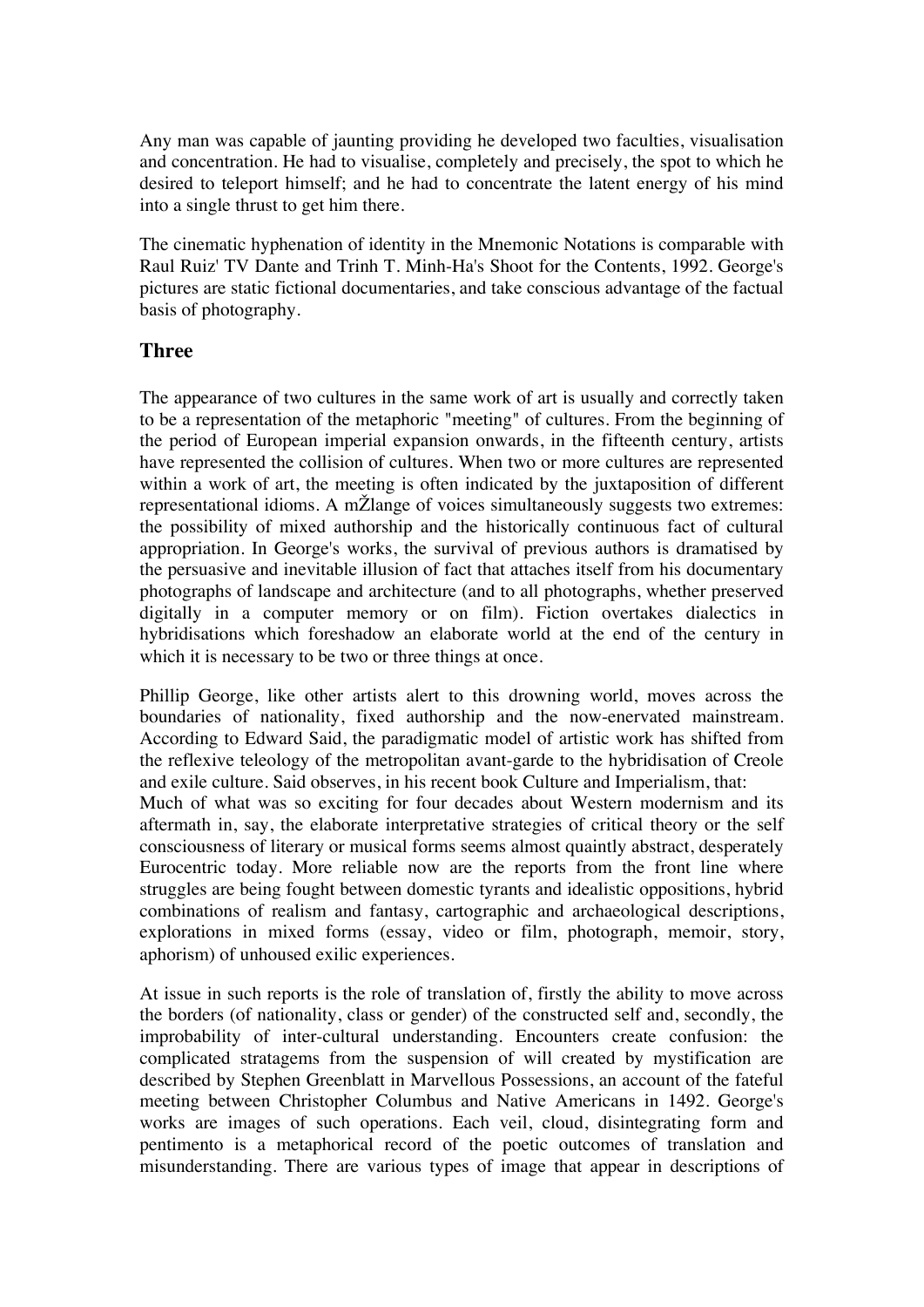Any man was capable of jaunting providing he developed two faculties, visualisation and concentration. He had to visualise, completely and precisely, the spot to which he desired to teleport himself; and he had to concentrate the latent energy of his mind into a single thrust to get him there.

The cinematic hyphenation of identity in the Mnemonic Notations is comparable with Raul Ruiz' TV Dante and Trinh T. Minh-Ha's Shoot for the Contents, 1992. George's pictures are static fictional documentaries, and take conscious advantage of the factual basis of photography.

## Three

The appearance of two cultures in the same work of art is usually and correctly taken to be a representation of the metaphoric "meeting" of cultures. From the beginning of the period of European imperial expansion onwards, in the fifteenth century, artists have represented the collision of cultures. When two or more cultures are represented within a work of art, the meeting is often indicated by the juxtaposition of different representational idioms. A mŽlange of voices simultaneously suggests two extremes: the possibility of mixed authorship and the historically continuous fact of cultural appropriation. In George's works, the survival of previous authors is dramatised by the persuasive and inevitable illusion of fact that attaches itself from his documentary photographs of landscape and architecture (and to all photographs, whether preserved digitally in a computer memory or on film). Fiction overtakes dialectics in hybridisations which foreshadow an elaborate world at the end of the century in which it is necessary to be two or three things at once.

Phillip George, like other artists alert to this drowning world, moves across the boundaries of nationality, fixed authorship and the now-enervated mainstream. According to Edward Said, the paradigmatic model of artistic work has shifted from the reflexive teleology of the metropolitan avant-garde to the hybridisation of Creole and exile culture. Said observes, in his recent book Culture and Imperialism, that:

Much of what was so exciting for four decades about Western modernism and its aftermath in, say, the elaborate interpretative strategies of critical theory or the self consciousness of literary or musical forms seems almost quaintly abstract, desperately Eurocentric today. More reliable now are the reports from the front line where struggles are being fought between domestic tyrants and idealistic oppositions, hybrid combinations of realism and fantasy, cartographic and archaeological descriptions, explorations in mixed forms (essay, video or film, photograph, memoir, story, aphorism) of unhoused exilic experiences.

At issue in such reports is the role of translation of, firstly the ability to move across the borders (of nationality, class or gender) of the constructed self and, secondly, the improbability of inter-cultural understanding. Encounters create confusion: the complicated stratagems from the suspension of will created by mystification are described by Stephen Greenblatt in Marvellous Possessions, an account of the fateful meeting between Christopher Columbus and Native Americans in 1492. George's works are images of such operations. Each veil, cloud, disintegrating form and pentimento is a metaphorical record of the poetic outcomes of translation and misunderstanding. There are various types of image that appear in descriptions of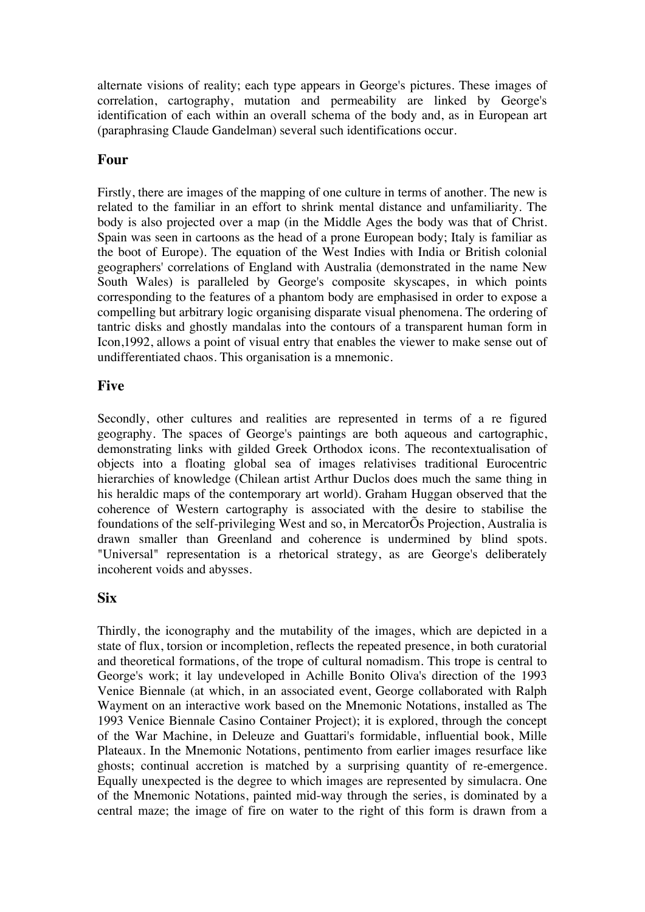alternate visions of reality; each type appears in George's pictures. These images of correlation, cartography, mutation and permeability are linked by George's identification of each within an overall schema of the body and, as in European art (paraphrasing Claude Gandelman) several such identifications occur.

## Four

Firstly, there are images of the mapping of one culture in terms of another. The new is related to the familiar in an effort to shrink mental distance and unfamiliarity. The body is also projected over a map (in the Middle Ages the body was that of Christ. Spain was seen in cartoons as the head of a prone European body; Italy is familiar as the boot of Europe). The equation of the West Indies with India or British colonial geographers' correlations of England with Australia (demonstrated in the name New South Wales) is paralleled by George's composite skyscapes, in which points corresponding to the features of a phantom body are emphasised in order to expose a compelling but arbitrary logic organising disparate visual phenomena. The ordering of tantric disks and ghostly mandalas into the contours of a transparent human form in Icon,1992, allows a point of visual entry that enables the viewer to make sense out of undifferentiated chaos. This organisation is a mnemonic.

## Five

Secondly, other cultures and realities are represented in terms of a re figured geography. The spaces of George's paintings are both aqueous and cartographic, demonstrating links with gilded Greek Orthodox icons. The recontextualisation of objects into a floating global sea of images relativises traditional Eurocentric hierarchies of knowledge (Chilean artist Arthur Duclos does much the same thing in his heraldic maps of the contemporary art world). Graham Huggan observed that the coherence of Western cartography is associated with the desire to stabilise the foundations of the self-privileging West and so, in MercatorÕs Projection, Australia is drawn smaller than Greenland and coherence is undermined by blind spots. "Universal" representation is a rhetorical strategy, as are George's deliberately incoherent voids and abysses.

## Six

Thirdly, the iconography and the mutability of the images, which are depicted in a state of flux, torsion or incompletion, reflects the repeated presence, in both curatorial and theoretical formations, of the trope of cultural nomadism. This trope is central to George's work; it lay undeveloped in Achille Bonito Oliva's direction of the 1993 Venice Biennale (at which, in an associated event, George collaborated with Ralph Wayment on an interactive work based on the Mnemonic Notations, installed as The 1993 Venice Biennale Casino Container Project); it is explored, through the concept of the War Machine, in Deleuze and Guattari's formidable, influential book, Mille Plateaux. In the Mnemonic Notations, pentimento from earlier images resurface like ghosts; continual accretion is matched by a surprising quantity of re-emergence. Equally unexpected is the degree to which images are represented by simulacra. One of the Mnemonic Notations, painted mid-way through the series, is dominated by a central maze; the image of fire on water to the right of this form is drawn from a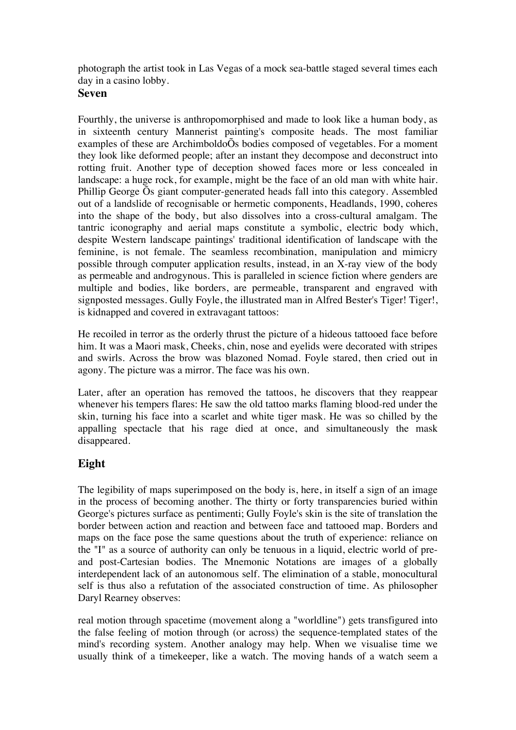photograph the artist took in Las Vegas of a mock sea-battle staged several times each day in a casino lobby.

## Seven

Fourthly, the universe is anthropomorphised and made to look like a human body, as in sixteenth century Mannerist painting's composite heads. The most familiar examples of these are ArchimboldoÕs bodies composed of vegetables. For a moment they look like deformed people; after an instant they decompose and deconstruct into rotting fruit. Another type of deception showed faces more or less concealed in landscape: a huge rock, for example, might be the face of an old man with white hair. Phillip George Õs giant computer-generated heads fall into this category. Assembled out of a landslide of recognisable or hermetic components, Headlands, 1990, coheres into the shape of the body, but also dissolves into a cross-cultural amalgam. The tantric iconography and aerial maps constitute a symbolic, electric body which, despite Western landscape paintings' traditional identification of landscape with the feminine, is not female. The seamless recombination, manipulation and mimicry possible through computer application results, instead, in an X-ray view of the body as permeable and androgynous. This is paralleled in science fiction where genders are multiple and bodies, like borders, are permeable, transparent and engraved with signposted messages. Gully Foyle, the illustrated man in Alfred Bester's Tiger! Tiger!, is kidnapped and covered in extravagant tattoos:

He recoiled in terror as the orderly thrust the picture of a hideous tattooed face before him. It was a Maori mask, Cheeks, chin, nose and eyelids were decorated with stripes and swirls. Across the brow was blazoned Nomad. Foyle stared, then cried out in agony. The picture was a mirror. The face was his own.

Later, after an operation has removed the tattoos, he discovers that they reappear whenever his tempers flares: He saw the old tattoo marks flaming blood-red under the skin, turning his face into a scarlet and white tiger mask. He was so chilled by the appalling spectacle that his rage died at once, and simultaneously the mask disappeared.

## Eight

The legibility of maps superimposed on the body is, here, in itself a sign of an image in the process of becoming another. The thirty or forty transparencies buried within George's pictures surface as pentimenti; Gully Foyle's skin is the site of translation the border between action and reaction and between face and tattooed map. Borders and maps on the face pose the same questions about the truth of experience: reliance on the "I" as a source of authority can only be tenuous in a liquid, electric world of pre- and post-Cartesian bodies. The Mnemonic Notations are images of a globally interdependent lack of an autonomous self. The elimination of a stable, monocultural self is thus also a refutation of the associated construction of time. As philosopher Daryl Rearney observes:

real motion through spacetime (movement along a "worldline") gets transfigured into the false feeling of motion through (or across) the sequence-templated states of the mind's recording system. Another analogy may help. When we visualise time we usually think of a timekeeper, like a watch. The moving hands of a watch seem a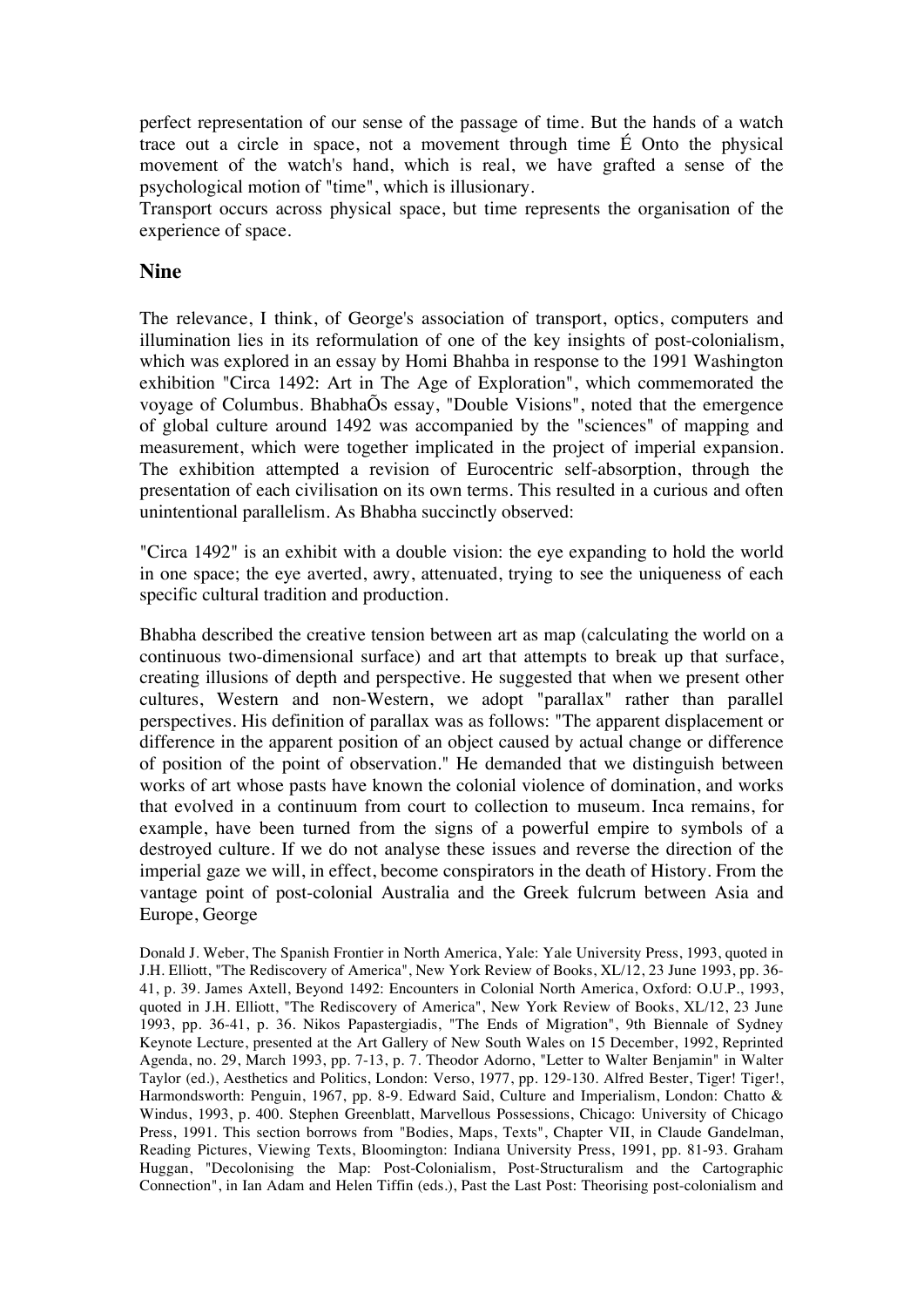perfect representation of our sense of the passage of time. But the hands of a watch trace out a circle in space, not a movement through time É Onto the physical movement of the watch's hand, which is real, we have grafted a sense of the psychological motion of "time", which is illusionary.

Transport occurs across physical space, but time represents the organisation of the experience of space.

## Nine

The relevance, I think, of George's association of transport, optics, computers and illumination lies in its reformulation of one of the key insights of post-colonialism, which was explored in an essay by Homi Bhahba in response to the 1991 Washington exhibition "Circa 1492: Art in The Age of Exploration", which commemorated the voyage of Columbus. BhabhaÕs essay, "Double Visions", noted that the emergence of global culture around 1492 was accompanied by the "sciences" of mapping and measurement, which were together implicated in the project of imperial expansion. The exhibition attempted a revision of Eurocentric self-absorption, through the presentation of each civilisation on its own terms. This resulted in a curious and often unintentional parallelism. As Bhabha succinctly observed:

"Circa 1492" is an exhibit with a double vision: the eye expanding to hold the world in one space; the eye averted, awry, attenuated, trying to see the uniqueness of each specific cultural tradition and production.

Bhabha described the creative tension between art as map (calculating the world on a continuous two-dimensional surface) and art that attempts to break up that surface, creating illusions of depth and perspective. He suggested that when we present other cultures, Western and non-Western, we adopt "parallax" rather than parallel perspectives. His definition of parallax was as follows: "The apparent displacement or difference in the apparent position of an object caused by actual change or difference of position of the point of observation." He demanded that we distinguish between works of art whose pasts have known the colonial violence of domination, and works that evolved in a continuum from court to collection to museum. Inca remains, for example, have been turned from the signs of a powerful empire to symbols of a destroyed culture. If we do not analyse these issues and reverse the direction of the imperial gaze we will, in effect, become conspirators in the death of History. From the vantage point of post-colonial Australia and the Greek fulcrum between Asia and Europe, George

Donald J. Weber, The Spanish Frontier in North America, Yale: Yale University Press, 1993, quoted in J.H. Elliott, "The Rediscovery of America", New York Review of Books, XL/12, 23 June 1993, pp. 36-41, p. 39. James Axtell, Beyond 1492: Encounters in Colonial North America, Oxford: O.U.P., 1993, quoted in J.H. Elliott, "The Rediscovery of America", New York Review of Books, XL/12, 23 June 1993, pp. 36-41, p. 36. Nikos Papastergiadis, "The Ends of Migration", 9th Biennale of Sydney Keynote Lecture, presented at the Art Gallery of New South Wales on 15 December, 1992, Reprinted Agenda, no. 29, March 1993, pp. 7-13, p. 7. Theodor Adorno, "Letter to Walter Benjamin" in Walter Taylor (ed.), Aesthetics and Politics, London: Verso, 1977, pp. 129-130. Alfred Bester, Tiger! Tiger!, Harmondsworth: Penguin, 1967, pp. 8-9. Edward Said, Culture and Imperialism, London: Chatto & Windus, 1993, p. 400. Stephen Greenblatt, Marvellous Possessions, Chicago: University of Chicago Press, 1991. This section borrows from "Bodies, Maps, Texts", Chapter VII, in Claude Gandelman, Reading Pictures, Viewing Texts, Bloomington: Indiana University Press, 1991, pp. 81-93. Graham Huggan, "Decolonising the Map: Post-Colonialism, Post-Structuralism and the Cartographic Connection", in Ian Adam and Helen Tiffin (eds.), Past the Last Post: Theorising post-colonialism and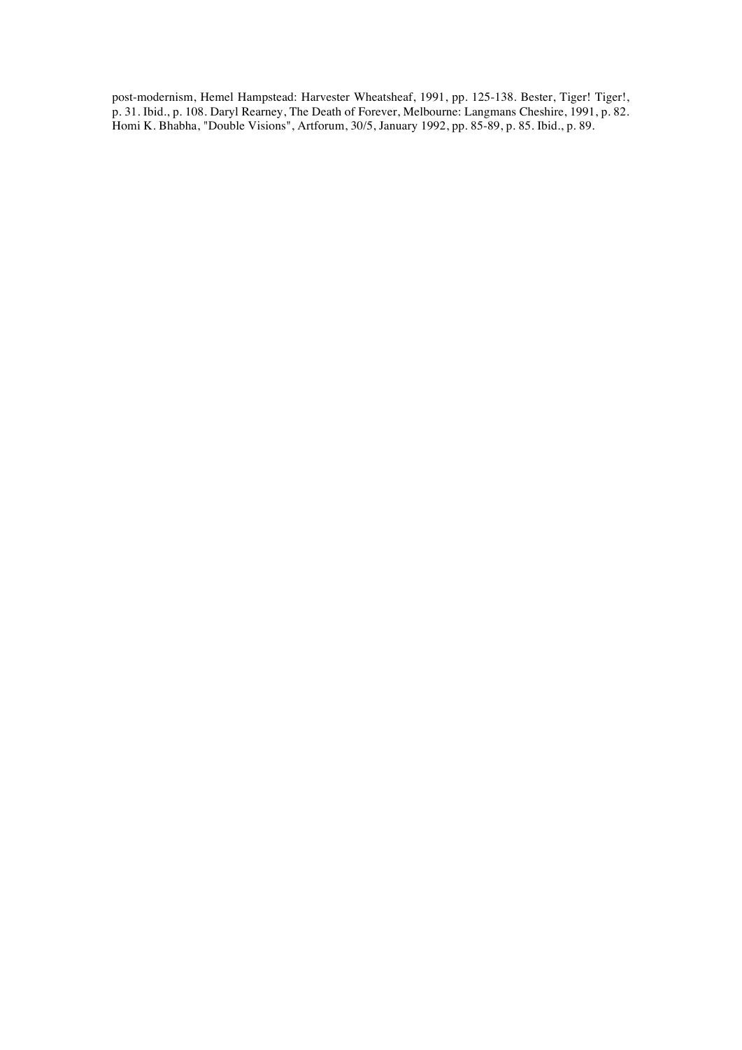post-modernism, Hemel Hampstead: Harvester Wheatsheaf, 1991, pp. 125-138. Bester, Tiger! Tiger!, p. 31. Ibid., p. 108. Daryl Rearney, The Death of Forever, Melbourne: Langmans Cheshire, 1991, p. 82. Homi K. Bhabha, "Double Visions", Artforum, 30/5, January 1992, pp. 85-89, p. 85. Ibid., p. 89.